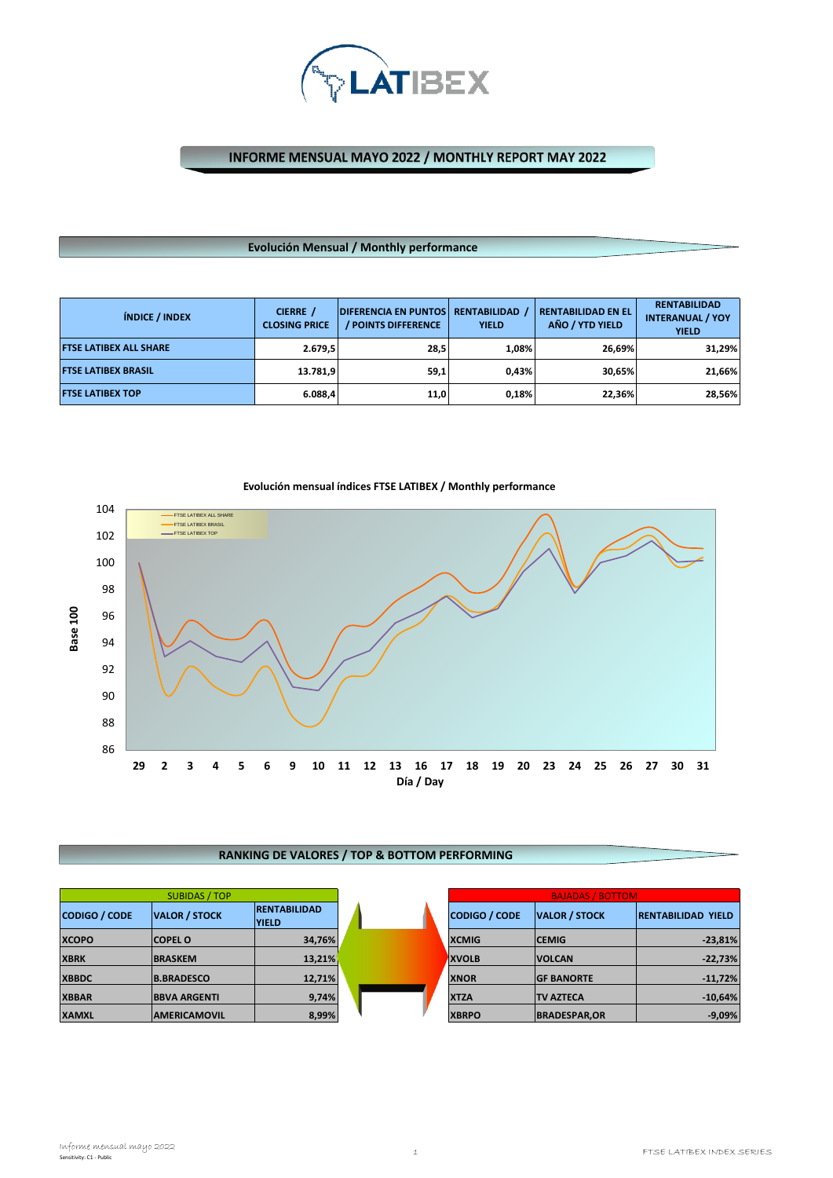# INFORME MENSUAL MAYO 2022 / MONTHLY REPORT MAY 2022

## Evolución Mensual / Monthly performance

| ÍNDICE / INDEX | CIERRE / CLOSING PRICE | DIFERENCIA EN PUNTOS / POINTS DIFFERENCE | RENTABILIDAD / YIELD | RENTABILIDAD EN EL AÑO / YTD YIELD | RENTABILIDAD INTERANUAL / YOY YIELD |
|---|---|---|---|---|---|
| FTSE LATIBEX ALL SHARE | 2.679,5 | 28,5 | 1,08% | 26,69% | 31,29% |
| FTSE LATIBEX BRASIL | 13.781,9 | 59,1 | 0,43% | 30,65% | 21,66% |
| FTSE LATIBEX TOP | 6.088,4 | 11,0 | 0,18% | 22,36% | 28,56% |

**Evolución mensual índices FTSE LATIBEX / Monthly performance**

## RANKING DE VALORES / TOP & BOTTOM PERFORMING

| SUBIDAS / TOP | | |
|---|---|---|
| **CODIGO / CODE** | **VALOR / STOCK** | **RENTABILIDAD YIELD** |
| XCOPO | COPEL O | 34,76% |
| XBRK | BRASKEM | 13,21% |
| XBBDC | B.BRADESCO | 12,71% |
| XBBAR | BBVA ARGENTI | 9,74% |
| XAMXL | AMERICAMOVIL | 8,99% |

| BAJADAS / BOTTOM | | |
|---|---|---|
| **CODIGO / CODE** | **VALOR / STOCK** | **RENTABILIDAD YIELD** |
| XCMIG | CEMIG | -23,81% |
| XVOLB | VOLCAN | -22,73% |
| XNOR | GF BANORTE | -11,72% |
| XTZA | TV AZTECA | -10,64% |
| XBRPO | BRADESPAR,OR | -9,09% |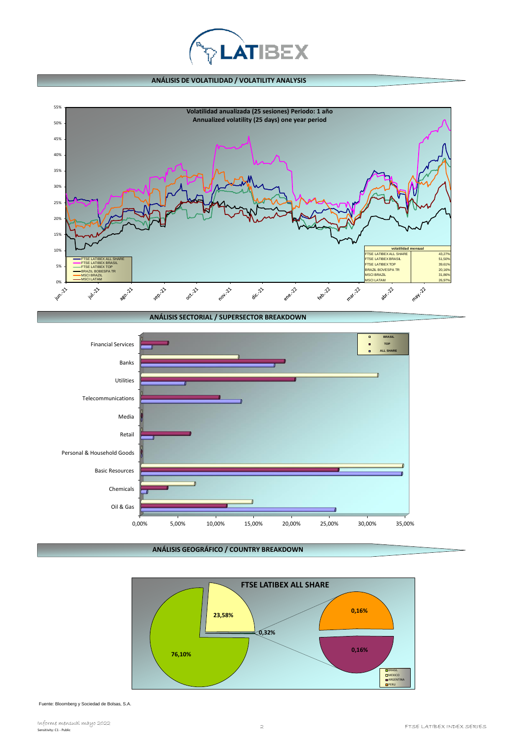## ANÁLISIS DE VOLATILIDAD / VOLATILITY ANALYSIS

Volatilidad anualizada (25 sesiones) Periodo: 1 año
Annualized volatility (25 days) one year period

55%
50%
45%
40%
35%
30%
25%
20%
15%
10%
5%
0%

jun.-21 jul.-21 ago.-21 sep.-21 oct.-21 nov.-21 dic.-21 ene.-22 feb.-22 mar.-22 abr.-22 may.-22

FTSE LATIBEX ALL SHARE
FTSE LATIBEX BRASIL
FTSE LATIBEX TOP
BRAZIL BOBESPA TR
MSCI BRAZIL
MSCI LATAM

| volatilidad mensual | |
|---|---|
| FTSE LATIBEX ALL SHARE | 43,27% |
| FTSE LATIBEX BRASIL | 51,50% |
| FTSE LATIBEX TOP | 39,61% |
| BRAZIL BOVESPA TR | 20,16% |
| MSCI BRAZIL | 31,86% |
| MSCI LATAM | 26,97% |

## ANÁLISIS SECTORIAL / SUPERSECTOR BREAKDOWN

BRASIL
TOP
ALL SHARE

Financial Services
Banks
Utilities
Telecommunications
Media
Retail
Personal & Household Goods
Basic Resources
Chemicals
Oil & Gas

0,00% 5,00% 10,00% 15,00% 20,00% 25,00% 30,00% 35,00%

## ANÁLISIS GEOGRÁFICO / COUNTRY BREAKDOWN

FTSE LATIBEX ALL SHARE

76,10%
23,58%
0,32%
0,16%
0,16%

BRASIL
MEXICO
ARGENTINA
PERU

Fuente: Bloomberg y Sociedad de Bolsas, S.A.